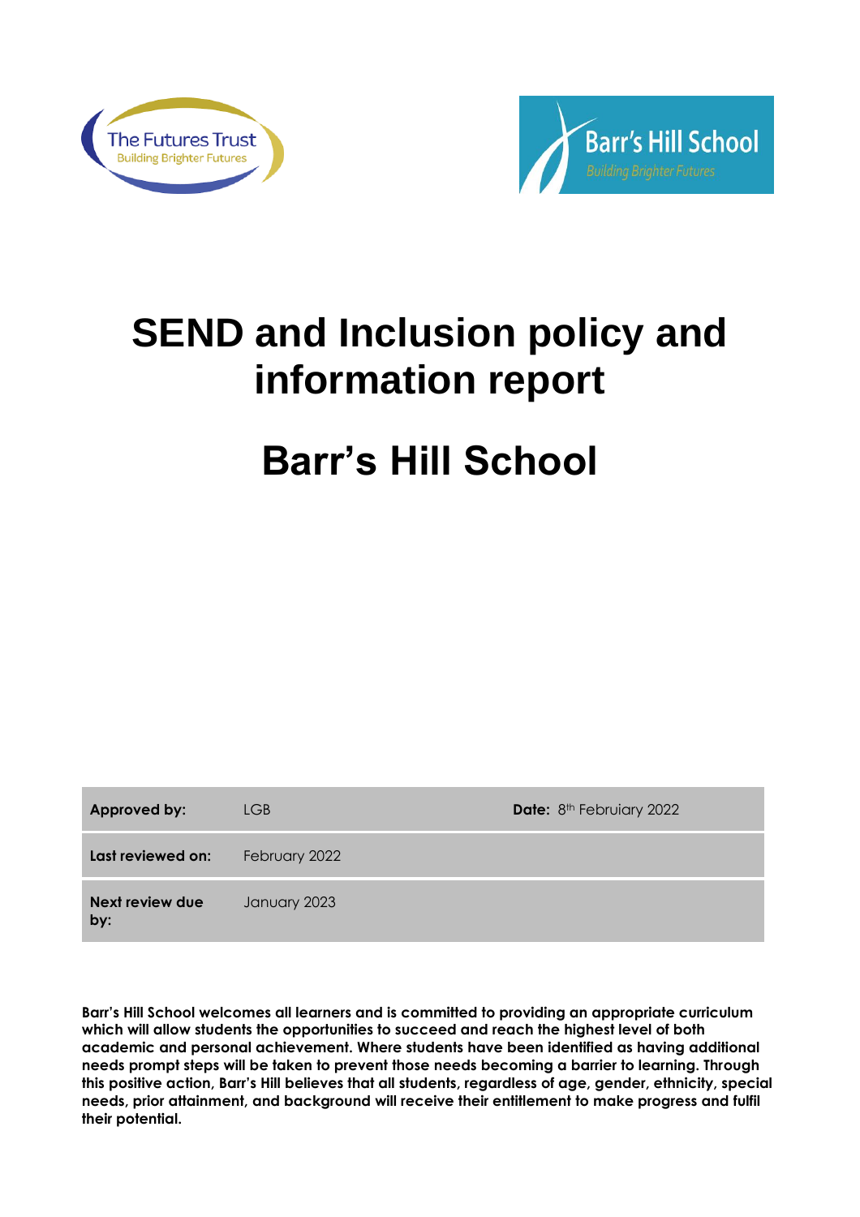The Futures Trust
Building Brighter Futures

Barr's Hill School
Building Brighter Futures

# SEND and Inclusion policy and information report

# Barr's Hill School

| **Approved by:** | LGB | **Date:** 8th Februiary 2022 |
| --- | --- | --- |
| **Last reviewed on:** | February 2022 | |
| **Next review due by:** | January 2023 | |

**Barr's Hill School welcomes all learners and is committed to providing an appropriate curriculum which will allow students the opportunities to succeed and reach the highest level of both academic and personal achievement. Where students have been identified as having additional needs prompt steps will be taken to prevent those needs becoming a barrier to learning. Through this positive action, Barr's Hill believes that all students, regardless of age, gender, ethnicity, special needs, prior attainment, and background will receive their entitlement to make progress and fulfil their potential.**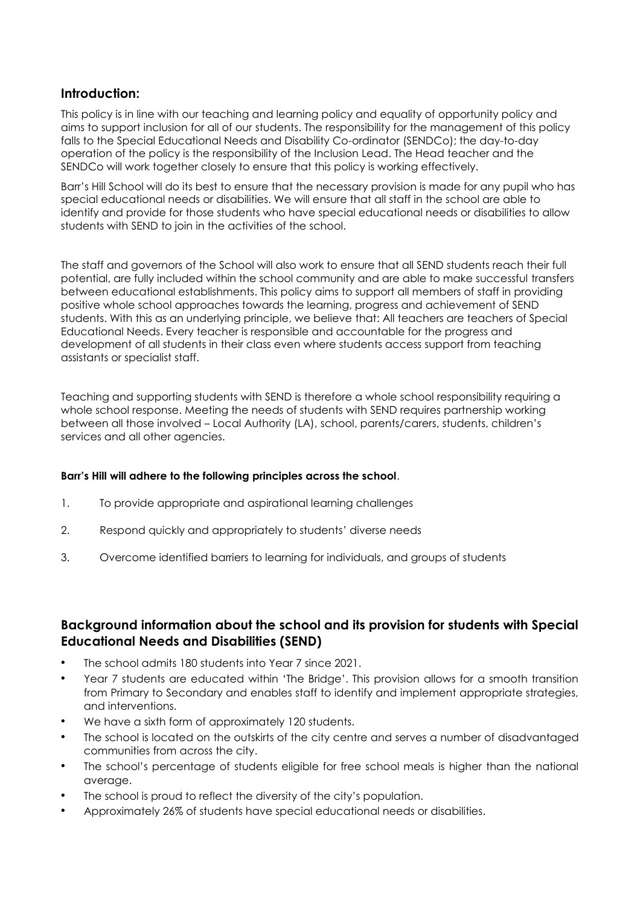## Introduction:

This policy is in line with our teaching and learning policy and equality of opportunity policy and aims to support inclusion for all of our students. The responsibility for the management of this policy falls to the Special Educational Needs and Disability Co-ordinator (SENDCo); the day-to-day operation of the policy is the responsibility of the Inclusion Lead. The Head teacher and the SENDCo will work together closely to ensure that this policy is working effectively.

Barr's Hill School will do its best to ensure that the necessary provision is made for any pupil who has special educational needs or disabilities. We will ensure that all staff in the school are able to identify and provide for those students who have special educational needs or disabilities to allow students with SEND to join in the activities of the school.

The staff and governors of the School will also work to ensure that all SEND students reach their full potential, are fully included within the school community and are able to make successful transfers between educational establishments. This policy aims to support all members of staff in providing positive whole school approaches towards the learning, progress and achievement of SEND students. With this as an underlying principle, we believe that: All teachers are teachers of Special Educational Needs. Every teacher is responsible and accountable for the progress and development of all students in their class even where students access support from teaching assistants or specialist staff.

Teaching and supporting students with SEND is therefore a whole school responsibility requiring a whole school response. Meeting the needs of students with SEND requires partnership working between all those involved – Local Authority (LA), school, parents/carers, students, children's services and all other agencies.

**Barr's Hill will adhere to the following principles across the school**.

1. To provide appropriate and aspirational learning challenges
2. Respond quickly and appropriately to students' diverse needs
3. Overcome identified barriers to learning for individuals, and groups of students

## Background information about the school and its provision for students with Special Educational Needs and Disabilities (SEND)

- The school admits 180 students into Year 7 since 2021.
- Year 7 students are educated within 'The Bridge'. This provision allows for a smooth transition from Primary to Secondary and enables staff to identify and implement appropriate strategies, and interventions.
- We have a sixth form of approximately 120 students.
- The school is located on the outskirts of the city centre and serves a number of disadvantaged communities from across the city.
- The school's percentage of students eligible for free school meals is higher than the national average.
- The school is proud to reflect the diversity of the city's population.
- Approximately 26% of students have special educational needs or disabilities.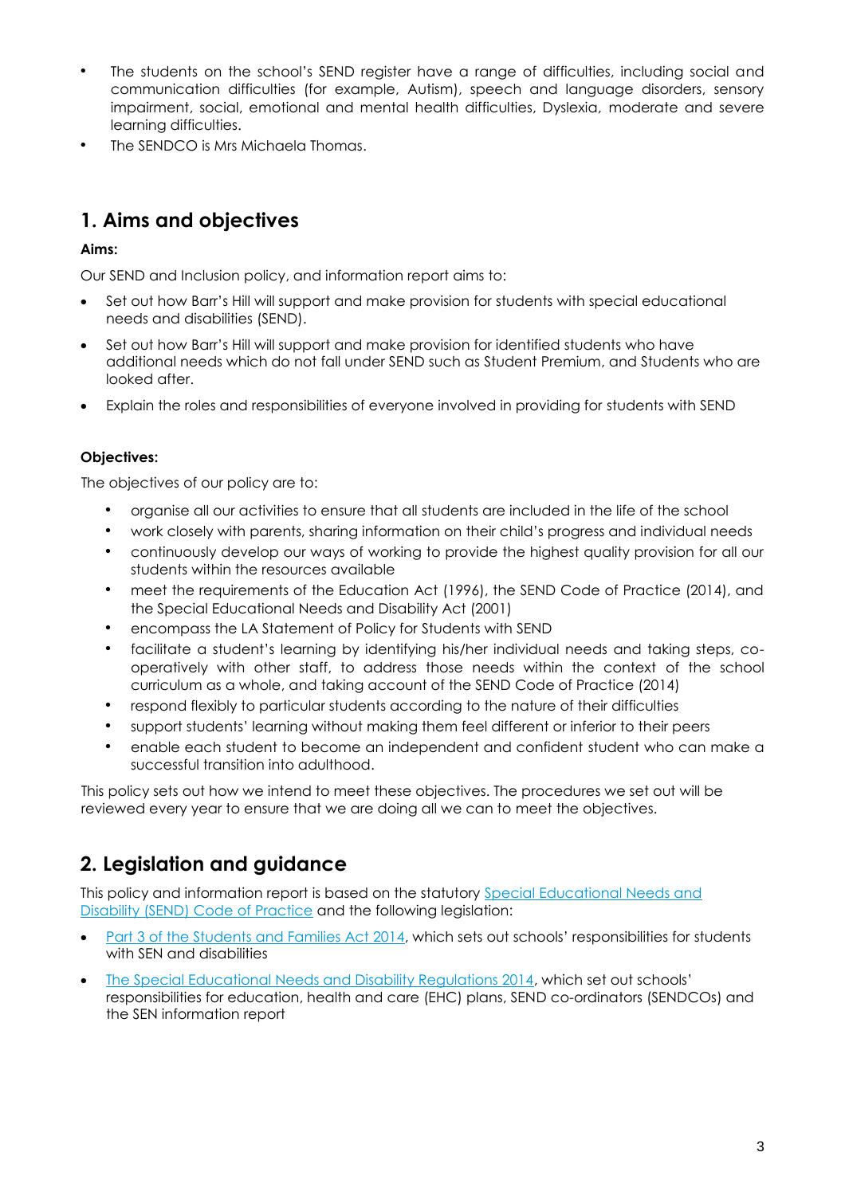- The students on the school's SEND register have a range of difficulties, including social and communication difficulties (for example, Autism), speech and language disorders, sensory impairment, social, emotional and mental health difficulties, Dyslexia, moderate and severe learning difficulties.
- The SENDCO is Mrs Michaela Thomas.

## 1. Aims and objectives

**Aims:**

Our SEND and Inclusion policy, and information report aims to:

- Set out how Barr's Hill will support and make provision for students with special educational needs and disabilities (SEND).
- Set out how Barr's Hill will support and make provision for identified students who have additional needs which do not fall under SEND such as Student Premium, and Students who are looked after.
- Explain the roles and responsibilities of everyone involved in providing for students with SEND

**Objectives:**

The objectives of our policy are to:

- organise all our activities to ensure that all students are included in the life of the school
- work closely with parents, sharing information on their child's progress and individual needs
- continuously develop our ways of working to provide the highest quality provision for all our students within the resources available
- meet the requirements of the Education Act (1996), the SEND Code of Practice (2014), and the Special Educational Needs and Disability Act (2001)
- encompass the LA Statement of Policy for Students with SEND
- facilitate a student's learning by identifying his/her individual needs and taking steps, co-operatively with other staff, to address those needs within the context of the school curriculum as a whole, and taking account of the SEND Code of Practice (2014)
- respond flexibly to particular students according to the nature of their difficulties
- support students' learning without making them feel different or inferior to their peers
- enable each student to become an independent and confident student who can make a successful transition into adulthood.

This policy sets out how we intend to meet these objectives. The procedures we set out will be reviewed every year to ensure that we are doing all we can to meet the objectives.

## 2. Legislation and guidance

This policy and information report is based on the statutory Special Educational Needs and Disability (SEND) Code of Practice and the following legislation:

- Part 3 of the Students and Families Act 2014, which sets out schools' responsibilities for students with SEN and disabilities
- The Special Educational Needs and Disability Regulations 2014, which set out schools' responsibilities for education, health and care (EHC) plans, SEND co-ordinators (SENDCOs) and the SEN information report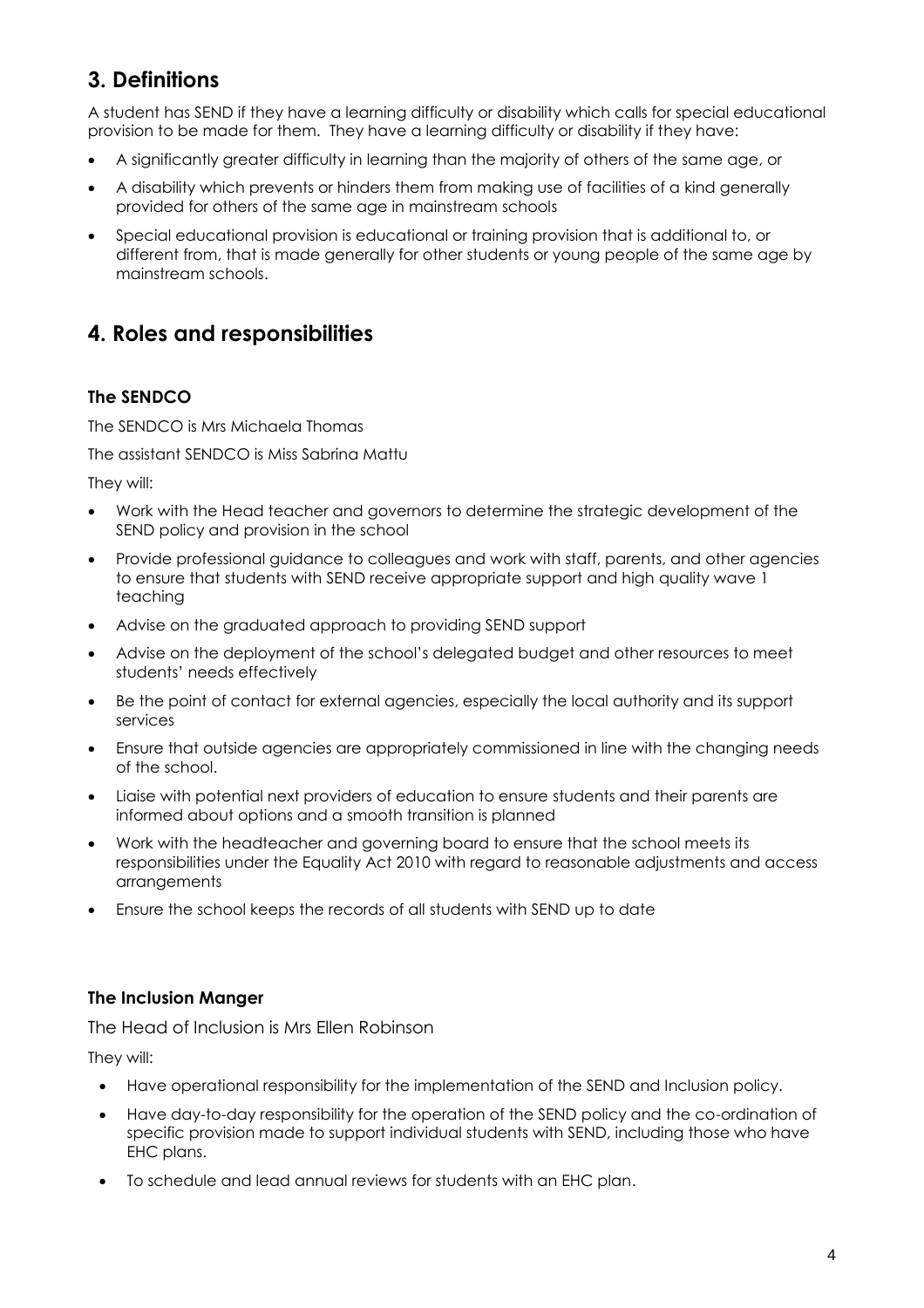## 3. Definitions

A student has SEND if they have a learning difficulty or disability which calls for special educational provision to be made for them. They have a learning difficulty or disability if they have:

- A significantly greater difficulty in learning than the majority of others of the same age, or
- A disability which prevents or hinders them from making use of facilities of a kind generally provided for others of the same age in mainstream schools
- Special educational provision is educational or training provision that is additional to, or different from, that is made generally for other students or young people of the same age by mainstream schools.

## 4. Roles and responsibilities

### The SENDCO

The SENDCO is Mrs Michaela Thomas

The assistant SENDCO is Miss Sabrina Mattu

They will:

- Work with the Head teacher and governors to determine the strategic development of the SEND policy and provision in the school
- Provide professional guidance to colleagues and work with staff, parents, and other agencies to ensure that students with SEND receive appropriate support and high quality wave 1 teaching
- Advise on the graduated approach to providing SEND support
- Advise on the deployment of the school's delegated budget and other resources to meet students' needs effectively
- Be the point of contact for external agencies, especially the local authority and its support services
- Ensure that outside agencies are appropriately commissioned in line with the changing needs of the school.
- Liaise with potential next providers of education to ensure students and their parents are informed about options and a smooth transition is planned
- Work with the headteacher and governing board to ensure that the school meets its responsibilities under the Equality Act 2010 with regard to reasonable adjustments and access arrangements
- Ensure the school keeps the records of all students with SEND up to date

### The Inclusion Manger

The Head of Inclusion is Mrs Ellen Robinson

They will:

- Have operational responsibility for the implementation of the SEND and Inclusion policy.
- Have day-to-day responsibility for the operation of the SEND policy and the co-ordination of specific provision made to support individual students with SEND, including those who have EHC plans.
- To schedule and lead annual reviews for students with an EHC plan.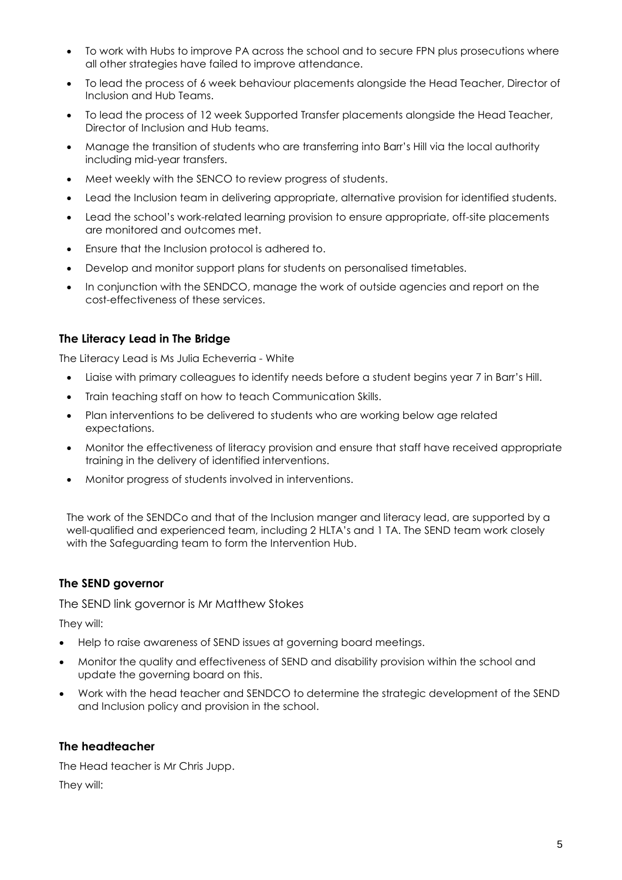- To work with Hubs to improve PA across the school and to secure FPN plus prosecutions where all other strategies have failed to improve attendance.
- To lead the process of 6 week behaviour placements alongside the Head Teacher, Director of Inclusion and Hub Teams.
- To lead the process of 12 week Supported Transfer placements alongside the Head Teacher, Director of Inclusion and Hub teams.
- Manage the transition of students who are transferring into Barr's Hill via the local authority including mid-year transfers.
- Meet weekly with the SENCO to review progress of students.
- Lead the Inclusion team in delivering appropriate, alternative provision for identified students.
- Lead the school's work-related learning provision to ensure appropriate, off-site placements are monitored and outcomes met.
- Ensure that the Inclusion protocol is adhered to.
- Develop and monitor support plans for students on personalised timetables.
- In conjunction with the SENDCO, manage the work of outside agencies and report on the cost-effectiveness of these services.

### The Literacy Lead in The Bridge

The Literacy Lead is Ms Julia Echeverria - White

- Liaise with primary colleagues to identify needs before a student begins year 7 in Barr's Hill.
- Train teaching staff on how to teach Communication Skills.
- Plan interventions to be delivered to students who are working below age related expectations.
- Monitor the effectiveness of literacy provision and ensure that staff have received appropriate training in the delivery of identified interventions.
- Monitor progress of students involved in interventions.

The work of the SENDCo and that of the Inclusion manger and literacy lead, are supported by a well-qualified and experienced team, including 2 HLTA's and 1 TA. The SEND team work closely with the Safeguarding team to form the Intervention Hub.

### The SEND governor

The SEND link governor is Mr Matthew Stokes

They will:

- Help to raise awareness of SEND issues at governing board meetings.
- Monitor the quality and effectiveness of SEND and disability provision within the school and update the governing board on this.
- Work with the head teacher and SENDCO to determine the strategic development of the SEND and Inclusion policy and provision in the school.

### The headteacher

The Head teacher is Mr Chris Jupp.

They will: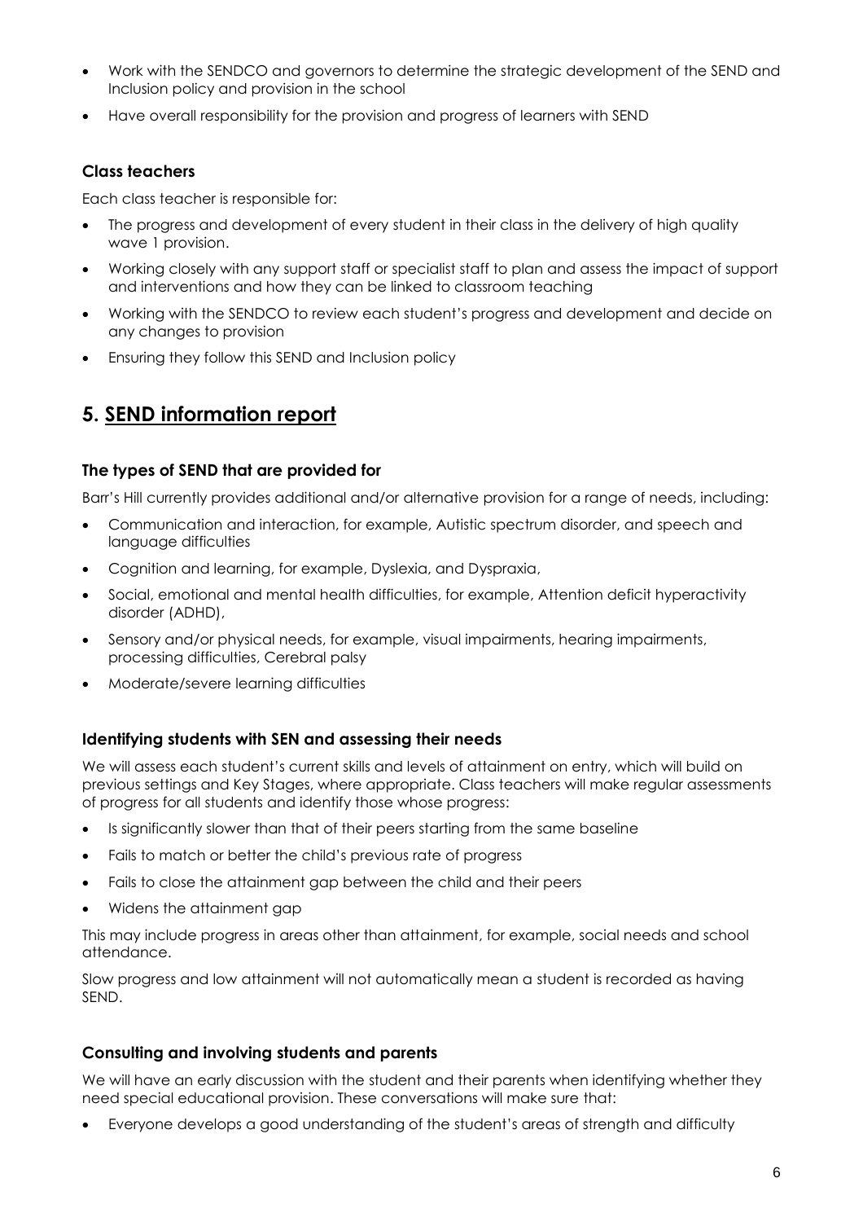- Work with the SENDCO and governors to determine the strategic development of the SEND and Inclusion policy and provision in the school
- Have overall responsibility for the provision and progress of learners with SEND

### Class teachers

Each class teacher is responsible for:

- The progress and development of every student in their class in the delivery of high quality wave 1 provision.
- Working closely with any support staff or specialist staff to plan and assess the impact of support and interventions and how they can be linked to classroom teaching
- Working with the SENDCO to review each student's progress and development and decide on any changes to provision
- Ensuring they follow this SEND and Inclusion policy

## 5. SEND information report

### The types of SEND that are provided for

Barr's Hill currently provides additional and/or alternative provision for a range of needs, including:

- Communication and interaction, for example, Autistic spectrum disorder, and speech and language difficulties
- Cognition and learning, for example, Dyslexia, and Dyspraxia,
- Social, emotional and mental health difficulties, for example, Attention deficit hyperactivity disorder (ADHD),
- Sensory and/or physical needs, for example, visual impairments, hearing impairments, processing difficulties, Cerebral palsy
- Moderate/severe learning difficulties

### Identifying students with SEN and assessing their needs

We will assess each student's current skills and levels of attainment on entry, which will build on previous settings and Key Stages, where appropriate. Class teachers will make regular assessments of progress for all students and identify those whose progress:

- Is significantly slower than that of their peers starting from the same baseline
- Fails to match or better the child's previous rate of progress
- Fails to close the attainment gap between the child and their peers
- Widens the attainment gap

This may include progress in areas other than attainment, for example, social needs and school attendance.

Slow progress and low attainment will not automatically mean a student is recorded as having SEND.

### Consulting and involving students and parents

We will have an early discussion with the student and their parents when identifying whether they need special educational provision. These conversations will make sure that:

- Everyone develops a good understanding of the student's areas of strength and difficulty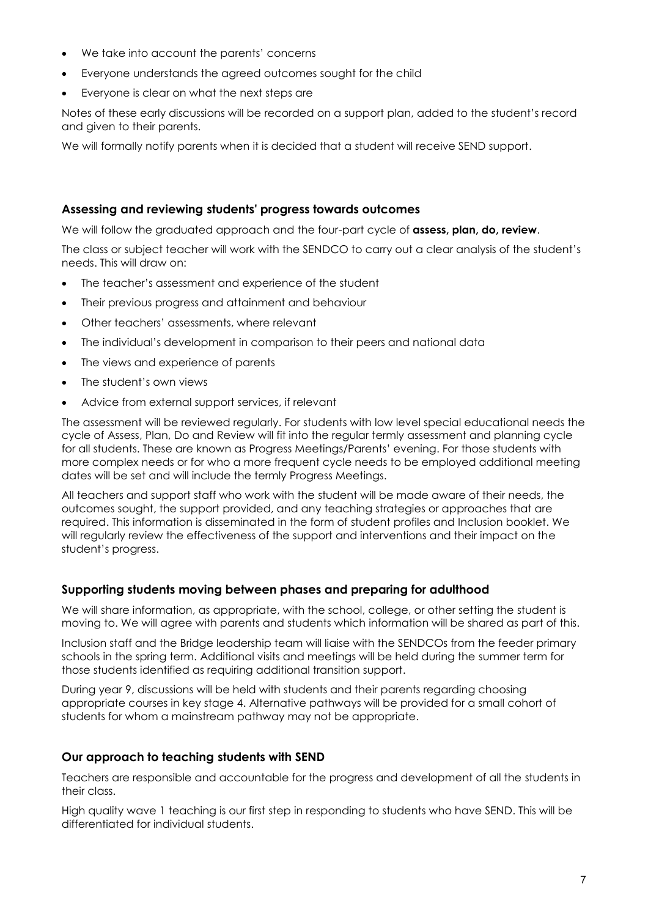- We take into account the parents' concerns
- Everyone understands the agreed outcomes sought for the child
- Everyone is clear on what the next steps are

Notes of these early discussions will be recorded on a support plan, added to the student's record and given to their parents.

We will formally notify parents when it is decided that a student will receive SEND support.

### Assessing and reviewing students' progress towards outcomes

We will follow the graduated approach and the four-part cycle of **assess, plan, do, review**.

The class or subject teacher will work with the SENDCO to carry out a clear analysis of the student's needs. This will draw on:

- The teacher's assessment and experience of the student
- Their previous progress and attainment and behaviour
- Other teachers' assessments, where relevant
- The individual's development in comparison to their peers and national data
- The views and experience of parents
- The student's own views
- Advice from external support services, if relevant

The assessment will be reviewed regularly. For students with low level special educational needs the cycle of Assess, Plan, Do and Review will fit into the regular termly assessment and planning cycle for all students. These are known as Progress Meetings/Parents' evening. For those students with more complex needs or for who a more frequent cycle needs to be employed additional meeting dates will be set and will include the termly Progress Meetings.

All teachers and support staff who work with the student will be made aware of their needs, the outcomes sought, the support provided, and any teaching strategies or approaches that are required. This information is disseminated in the form of student profiles and Inclusion booklet. We will regularly review the effectiveness of the support and interventions and their impact on the student's progress.

### Supporting students moving between phases and preparing for adulthood

We will share information, as appropriate, with the school, college, or other setting the student is moving to. We will agree with parents and students which information will be shared as part of this.

Inclusion staff and the Bridge leadership team will liaise with the SENDCOs from the feeder primary schools in the spring term. Additional visits and meetings will be held during the summer term for those students identified as requiring additional transition support.

During year 9, discussions will be held with students and their parents regarding choosing appropriate courses in key stage 4. Alternative pathways will be provided for a small cohort of students for whom a mainstream pathway may not be appropriate.

### Our approach to teaching students with SEND

Teachers are responsible and accountable for the progress and development of all the students in their class.

High quality wave 1 teaching is our first step in responding to students who have SEND. This will be differentiated for individual students.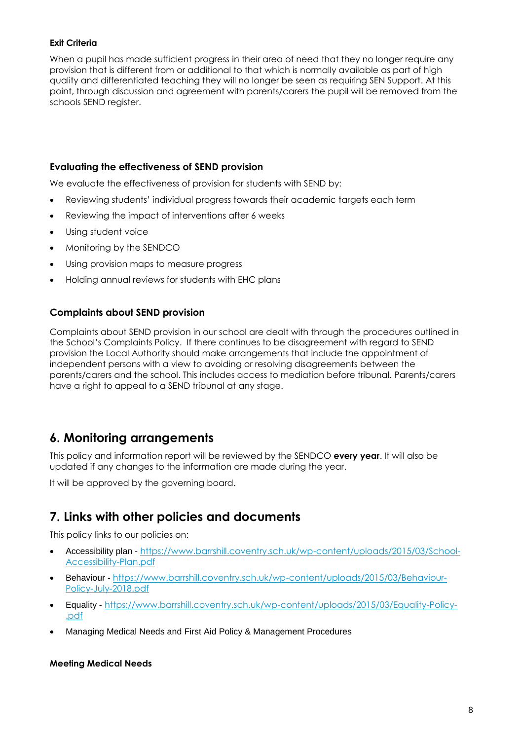#### Exit Criteria

When a pupil has made sufficient progress in their area of need that they no longer require any provision that is different from or additional to that which is normally available as part of high quality and differentiated teaching they will no longer be seen as requiring SEN Support. At this point, through discussion and agreement with parents/carers the pupil will be removed from the schools SEND register.

### Evaluating the effectiveness of SEND provision

We evaluate the effectiveness of provision for students with SEND by:

- Reviewing students' individual progress towards their academic targets each term
- Reviewing the impact of interventions after 6 weeks
- Using student voice
- Monitoring by the SENDCO
- Using provision maps to measure progress
- Holding annual reviews for students with EHC plans

### Complaints about SEND provision

Complaints about SEND provision in our school are dealt with through the procedures outlined in the School's Complaints Policy. If there continues to be disagreement with regard to SEND provision the Local Authority should make arrangements that include the appointment of independent persons with a view to avoiding or resolving disagreements between the parents/carers and the school. This includes access to mediation before tribunal. Parents/carers have a right to appeal to a SEND tribunal at any stage.

## 6. Monitoring arrangements

This policy and information report will be reviewed by the SENDCO **every year**. It will also be updated if any changes to the information are made during the year.

It will be approved by the governing board.

## 7. Links with other policies and documents

This policy links to our policies on:

- Accessibility plan - https://www.barrshill.coventry.sch.uk/wp-content/uploads/2015/03/School-Accessibility-Plan.pdf
- Behaviour - https://www.barrshill.coventry.sch.uk/wp-content/uploads/2015/03/Behaviour-Policy-July-2018.pdf
- Equality - https://www.barrshill.coventry.sch.uk/wp-content/uploads/2015/03/Equality-Policy-.pdf
- Managing Medical Needs and First Aid Policy & Management Procedures

#### Meeting Medical Needs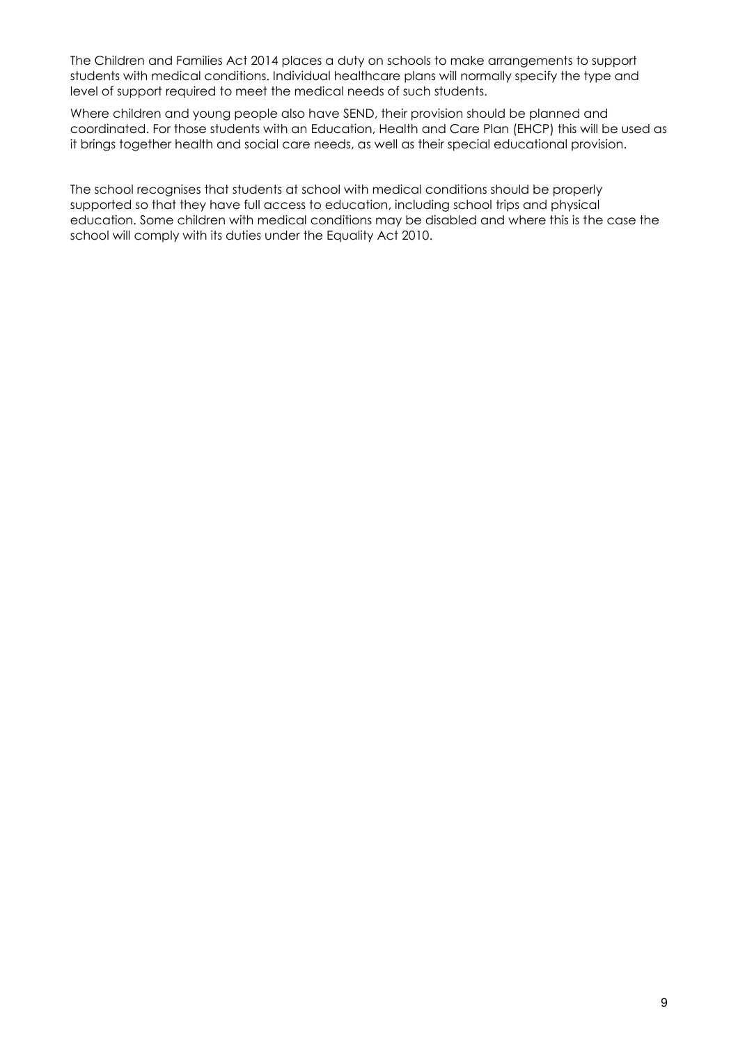The Children and Families Act 2014 places a duty on schools to make arrangements to support students with medical conditions. Individual healthcare plans will normally specify the type and level of support required to meet the medical needs of such students.

Where children and young people also have SEND, their provision should be planned and coordinated. For those students with an Education, Health and Care Plan (EHCP) this will be used as it brings together health and social care needs, as well as their special educational provision.

The school recognises that students at school with medical conditions should be properly supported so that they have full access to education, including school trips and physical education. Some children with medical conditions may be disabled and where this is the case the school will comply with its duties under the Equality Act 2010.